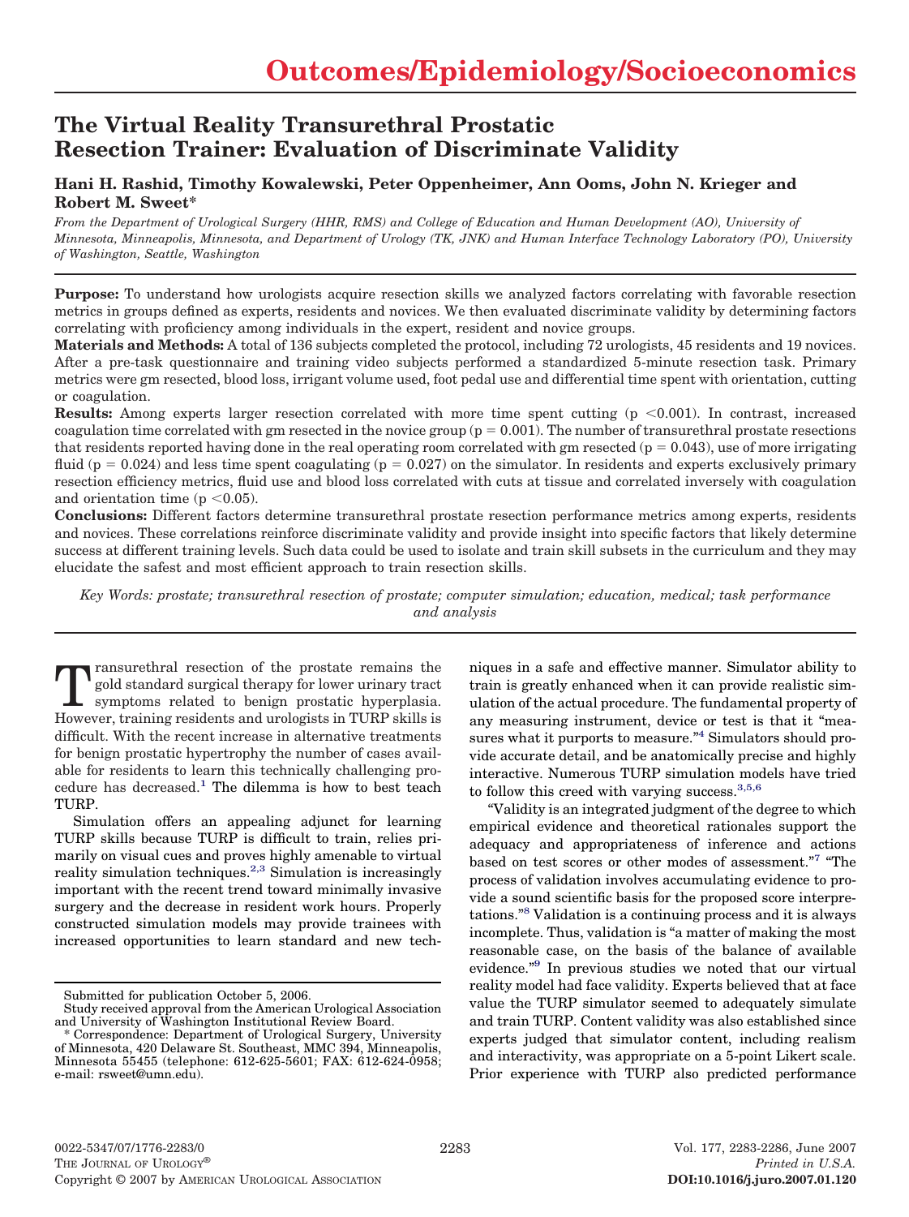# The Virtual Reality Transurethral Prostatic Resection Trainer: Evaluation of Discriminate Validity

**Hani H. Rashid, Timothy Kowalewski, Peter Oppenheimer, Ann Ooms, John N. Krieger and Robert M. Sweet***

*From the Department of Urological Surgery (HHR, RMS) and College of Education and Human Development (AO), University of Minnesota, Minneapolis, Minnesota, and Department of Urology (TK, JNK) and Human Interface Technology Laboratory (PO), University of Washington, Seattle, Washington*

**Purpose:** To understand how urologists acquire resection skills we analyzed factors correlating with favorable resection metrics in groups defined as experts, residents and novices. We then evaluated discriminate validity by determining factors correlating with proficiency among individuals in the expert, resident and novice groups.

**Materials and Methods:** A total of 136 subjects completed the protocol, including 72 urologists, 45 residents and 19 novices. After a pre-task questionnaire and training video subjects performed a standardized 5-minute resection task. Primary metrics were gm resected, blood loss, irrigant volume used, foot pedal use and differential time spent with orientation, cutting or coagulation.

**Results:** Among experts larger resection correlated with more time spent cutting ($p < 0.001$). In contrast, increased coagulation time correlated with gm resected in the novice group ($p = 0.001$). The number of transurethral prostate resections that residents reported having done in the real operating room correlated with gm resected ($p = 0.043$), use of more irrigating fluid ($p = 0.024$) and less time spent coagulating ($p = 0.027$) on the simulator. In residents and experts exclusively primary resection efficiency metrics, fluid use and blood loss correlated with cuts at tissue and correlated inversely with coagulation and orientation time ($p < 0.05$).

**Conclusions:** Different factors determine transurethral prostate resection performance metrics among experts, residents and novices. These correlations reinforce discriminate validity and provide insight into specific factors that likely determine success at different training levels. Such data could be used to isolate and train skill subsets in the curriculum and they may elucidate the safest and most efficient approach to train resection skills.

*Key Words: prostate; transurethral resection of prostate; computer simulation; education, medical; task performance and analysis*

Transurethral resection of the prostate remains the gold standard surgical therapy for lower urinary tract symptoms related to benign prostatic hyperplasia. However, training residents and urologists in TURP skills is difficult. With the recent increase in alternative treatments for benign prostatic hypertrophy the number of cases available for residents to learn this technically challenging procedure has decreased.[1] The dilemma is how to best teach TURP.

Simulation offers an appealing adjunct for learning TURP skills because TURP is difficult to train, relies primarily on visual cues and proves highly amenable to virtual reality simulation techniques.[2,3] Simulation is increasingly important with the recent trend toward minimally invasive surgery and the decrease in resident work hours. Properly constructed simulation models may provide trainees with increased opportunities to learn standard and new techniques in a safe and effective manner. Simulator ability to train is greatly enhanced when it can provide realistic simulation of the actual procedure. The fundamental property of any measuring instrument, device or test is that it "measures what it purports to measure."[4] Simulators should provide accurate detail, and be anatomically precise and highly interactive. Numerous TURP simulation models have tried to follow this creed with varying success.[3,5,6]

"Validity is an integrated judgment of the degree to which empirical evidence and theoretical rationales support the adequacy and appropriateness of inference and actions based on test scores or other modes of assessment."[7] "The process of validation involves accumulating evidence to provide a sound scientific basis for the proposed score interpretations."[8] Validation is a continuing process and it is always incomplete. Thus, validation is "a matter of making the most reasonable case, on the basis of the balance of available evidence."[9] In previous studies we noted that our virtual reality model had face validity. Experts believed that at face value the TURP simulator seemed to adequately simulate and train TURP. Content validity was also established since experts judged that simulator content, including realism and interactivity, was appropriate on a 5-point Likert scale. Prior experience with TURP also predicted performance

Submitted for publication October 5, 2006.

Study received approval from the American Urological Association and University of Washington Institutional Review Board.

* Correspondence: Department of Urological Surgery, University of Minnesota, 420 Delaware St. Southeast, MMC 394, Minneapolis, Minnesota 55455 (telephone: 612-625-5601; FAX: 612-624-0958; e-mail: rsweet@umn.edu).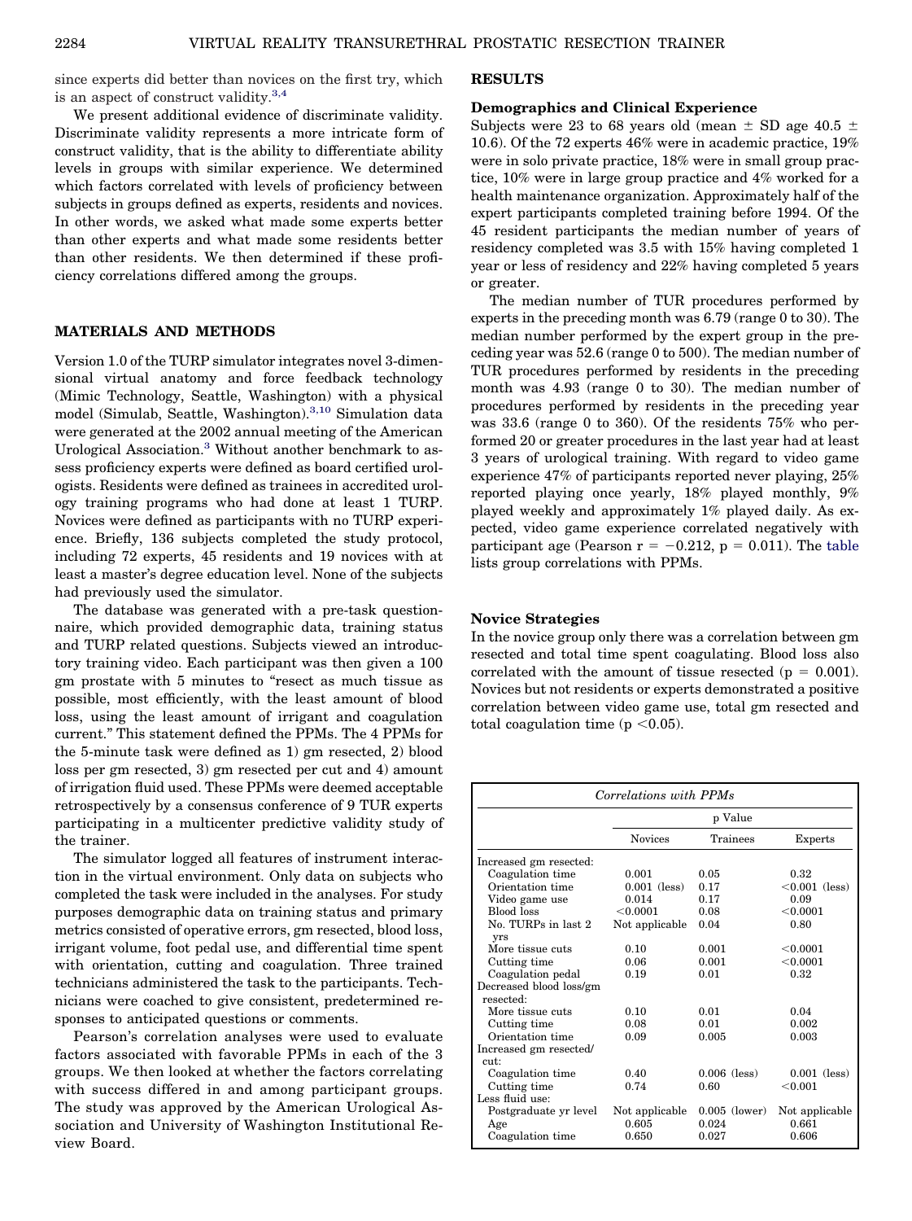since experts did better than novices on the first try, which is an aspect of construct validity.[3,4]

We present additional evidence of discriminate validity. Discriminate validity represents a more intricate form of construct validity, that is the ability to differentiate ability levels in groups with similar experience. We determined which factors correlated with levels of proficiency between subjects in groups defined as experts, residents and novices. In other words, we asked what made some experts better than other experts and what made some residents better than other residents. We then determined if these proficiency correlations differed among the groups.

## MATERIALS AND METHODS

Version 1.0 of the TURP simulator integrates novel 3-dimensional virtual anatomy and force feedback technology (Mimic Technology, Seattle, Washington) with a physical model (Simulab, Seattle, Washington).[3,10] Simulation data were generated at the 2002 annual meeting of the American Urological Association.[3] Without another benchmark to assess proficiency experts were defined as board certified urologists. Residents were defined as trainees in accredited urology training programs who had done at least 1 TURP. Novices were defined as participants with no TURP experience. Briefly, 136 subjects completed the study protocol, including 72 experts, 45 residents and 19 novices with at least a master's degree education level. None of the subjects had previously used the simulator.

The database was generated with a pre-task questionnaire, which provided demographic data, training status and TURP related questions. Subjects viewed an introductory training video. Each participant was then given a 100 gm prostate with 5 minutes to "resect as much tissue as possible, most efficiently, with the least amount of blood loss, using the least amount of irrigant and coagulation current." This statement defined the PPMs. The 4 PPMs for the 5-minute task were defined as 1) gm resected, 2) blood loss per gm resected, 3) gm resected per cut and 4) amount of irrigation fluid used. These PPMs were deemed acceptable retrospectively by a consensus conference of 9 TUR experts participating in a multicenter predictive validity study of the trainer.

The simulator logged all features of instrument interaction in the virtual environment. Only data on subjects who completed the task were included in the analyses. For study purposes demographic data on training status and primary metrics consisted of operative errors, gm resected, blood loss, irrigant volume, foot pedal use, and differential time spent with orientation, cutting and coagulation. Three trained technicians administered the task to the participants. Technicians were coached to give consistent, predetermined responses to anticipated questions or comments.

Pearson's correlation analyses were used to evaluate factors associated with favorable PPMs in each of the 3 groups. We then looked at whether the factors correlating with success differed in and among participant groups. The study was approved by the American Urological Association and University of Washington Institutional Review Board.

## RESULTS

### Demographics and Clinical Experience

Subjects were 23 to 68 years old (mean ± SD age 40.5 ± 10.6). Of the 72 experts 46% were in academic practice, 19% were in solo private practice, 18% were in small group practice, 10% were in large group practice and 4% worked for a health maintenance organization. Approximately half of the expert participants completed training before 1994. Of the 45 resident participants the median number of years of residency completed was 3.5 with 15% having completed 1 year or less of residency and 22% having completed 5 years or greater.

The median number of TUR procedures performed by experts in the preceding month was 6.79 (range 0 to 30). The median number performed by the expert group in the preceding year was 52.6 (range 0 to 500). The median number of TUR procedures performed by residents in the preceding month was 4.93 (range 0 to 30). The median number of procedures performed by residents in the preceding year was 33.6 (range 0 to 360). Of the residents 75% who performed 20 or greater procedures in the last year had at least 3 years of urological training. With regard to video game experience 47% of participants reported never playing, 25% reported playing once yearly, 18% played monthly, 9% played weekly and approximately 1% played daily. As expected, video game experience correlated negatively with participant age (Pearson $r = -0.212$, $p = 0.011$). The table lists group correlations with PPMs.

### Novice Strategies

In the novice group only there was a correlation between gm resected and total time spent coagulating. Blood loss also correlated with the amount of tissue resected ($p = 0.001$). Novices but not residents or experts demonstrated a positive correlation between video game use, total gm resected and total coagulation time ($p < 0.05$).

*Correlations with PPMs*

| | p Value | | |
|---|---|---|---|
| | Novices | Trainees | Experts |
| Increased gm resected: | | | |
| Coagulation time | 0.001 | 0.05 | 0.32 |
| Orientation time | 0.001 (less) | 0.17 | <0.001 (less) |
| Video game use | 0.014 | 0.17 | 0.09 |
| Blood loss | <0.0001 | 0.08 | <0.0001 |
| No. TURPs in last 2 yrs | Not applicable | 0.04 | 0.80 |
| More tissue cuts | 0.10 | 0.001 | <0.0001 |
| Cutting time | 0.06 | 0.001 | <0.0001 |
| Coagulation pedal | 0.19 | 0.01 | 0.32 |
| Decreased blood loss/gm resected: | | | |
| More tissue cuts | 0.10 | 0.01 | 0.04 |
| Cutting time | 0.08 | 0.01 | 0.002 |
| Orientation time | 0.09 | 0.005 | 0.003 |
| Increased gm resected/cut: | | | |
| Coagulation time | 0.40 | 0.006 (less) | 0.001 (less) |
| Cutting time | 0.74 | 0.60 | <0.001 |
| Less fluid use: | | | |
| Postgraduate yr level | Not applicable | 0.005 (lower) | Not applicable |
| Age | 0.605 | 0.024 | 0.661 |
| Coagulation time | 0.650 | 0.027 | 0.606 |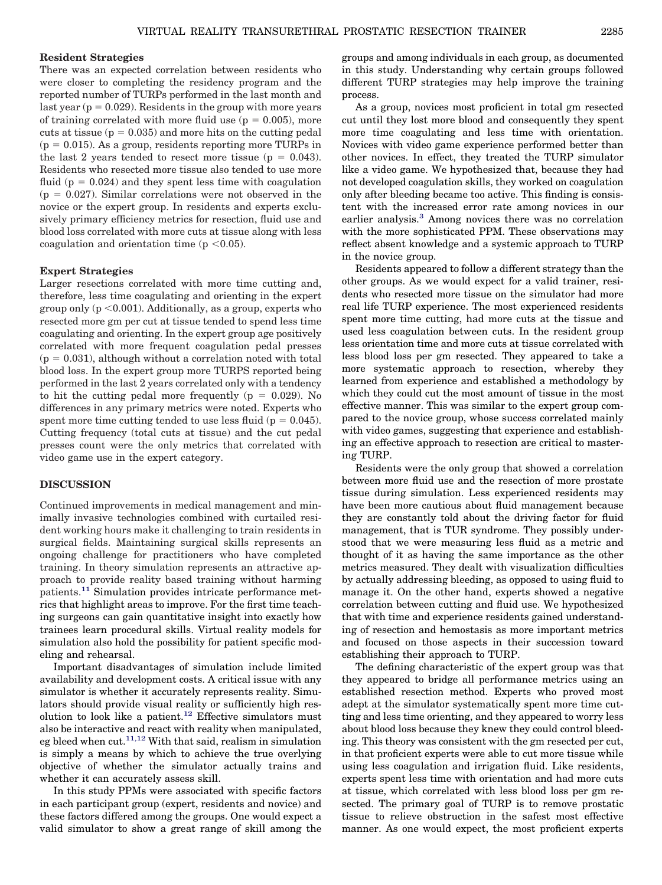### Resident Strategies

There was an expected correlation between residents who were closer to completing the residency program and the reported number of TURPs performed in the last month and last year ($p = 0.029$). Residents in the group with more years of training correlated with more fluid use ($p = 0.005$), more cuts at tissue ($p = 0.035$) and more hits on the cutting pedal ($p = 0.015$). As a group, residents reporting more TURPs in the last 2 years tended to resect more tissue ($p = 0.043$). Residents who resected more tissue also tended to use more fluid ($p = 0.024$) and they spent less time with coagulation ($p = 0.027$). Similar correlations were not observed in the novice or the expert group. In residents and experts exclusively primary efficiency metrics for resection, fluid use and blood loss correlated with more cuts at tissue along with less coagulation and orientation time ($p < 0.05$).

### Expert Strategies

Larger resections correlated with more time cutting and, therefore, less time coagulating and orienting in the expert group only ($p < 0.001$). Additionally, as a group, experts who resected more gm per cut at tissue tended to spend less time coagulating and orienting. In the expert group age positively correlated with more frequent coagulation pedal presses ($p = 0.031$), although without a correlation noted with total blood loss. In the expert group more TURPS reported being performed in the last 2 years correlated only with a tendency to hit the cutting pedal more frequently ($p = 0.029$). No differences in any primary metrics were noted. Experts who spent more time cutting tended to use less fluid ($p = 0.045$). Cutting frequency (total cuts at tissue) and the cut pedal presses count were the only metrics that correlated with video game use in the expert category.

## DISCUSSION

Continued improvements in medical management and minimally invasive technologies combined with curtailed resident working hours make it challenging to train residents in surgical fields. Maintaining surgical skills represents an ongoing challenge for practitioners who have completed training. In theory simulation represents an attractive approach to provide reality based training without harming patients.[11] Simulation provides intricate performance metrics that highlight areas to improve. For the first time teaching surgeons can gain quantitative insight into exactly how trainees learn procedural skills. Virtual reality models for simulation also hold the possibility for patient specific modeling and rehearsal.

Important disadvantages of simulation include limited availability and development costs. A critical issue with any simulator is whether it accurately represents reality. Simulators should provide visual reality or sufficiently high resolution to look like a patient.[12] Effective simulators must also be interactive and react with reality when manipulated, eg bleed when cut.[11,12] With that said, realism in simulation is simply a means by which to achieve the true overlying objective of whether the simulator actually trains and whether it can accurately assess skill.

In this study PPMs were associated with specific factors in each participant group (expert, residents and novice) and these factors differed among the groups. One would expect a valid simulator to show a great range of skill among the groups and among individuals in each group, as documented in this study. Understanding why certain groups followed different TURP strategies may help improve the training process.

As a group, novices most proficient in total gm resected cut until they lost more blood and consequently they spent more time coagulating and less time with orientation. Novices with video game experience performed better than other novices. In effect, they treated the TURP simulator like a video game. We hypothesized that, because they had not developed coagulation skills, they worked on coagulation only after bleeding became too active. This finding is consistent with the increased error rate among novices in our earlier analysis.[3] Among novices there was no correlation with the more sophisticated PPM. These observations may reflect absent knowledge and a systemic approach to TURP in the novice group.

Residents appeared to follow a different strategy than the other groups. As we would expect for a valid trainer, residents who resected more tissue on the simulator had more real life TURP experience. The most experienced residents spent more time cutting, had more cuts at the tissue and used less coagulation between cuts. In the resident group less orientation time and more cuts at tissue correlated with less blood loss per gm resected. They appeared to take a more systematic approach to resection, whereby they learned from experience and established a methodology by which they could cut the most amount of tissue in the most effective manner. This was similar to the expert group compared to the novice group, whose success correlated mainly with video games, suggesting that experience and establishing an effective approach to resection are critical to mastering TURP.

Residents were the only group that showed a correlation between more fluid use and the resection of more prostate tissue during simulation. Less experienced residents may have been more cautious about fluid management because they are constantly told about the driving factor for fluid management, that is TUR syndrome. They possibly understood that we were measuring less fluid as a metric and thought of it as having the same importance as the other metrics measured. They dealt with visualization difficulties by actually addressing bleeding, as opposed to using fluid to manage it. On the other hand, experts showed a negative correlation between cutting and fluid use. We hypothesized that with time and experience residents gained understanding of resection and hemostasis as more important metrics and focused on those aspects in their succession toward establishing their approach to TURP.

The defining characteristic of the expert group was that they appeared to bridge all performance metrics using an established resection method. Experts who proved most adept at the simulator systematically spent more time cutting and less time orienting, and they appeared to worry less about blood loss because they knew they could control bleeding. This theory was consistent with the gm resected per cut, in that proficient experts were able to cut more tissue while using less coagulation and irrigation fluid. Like residents, experts spent less time with orientation and had more cuts at tissue, which correlated with less blood loss per gm resected. The primary goal of TURP is to remove prostatic tissue to relieve obstruction in the safest most effective manner. As one would expect, the most proficient experts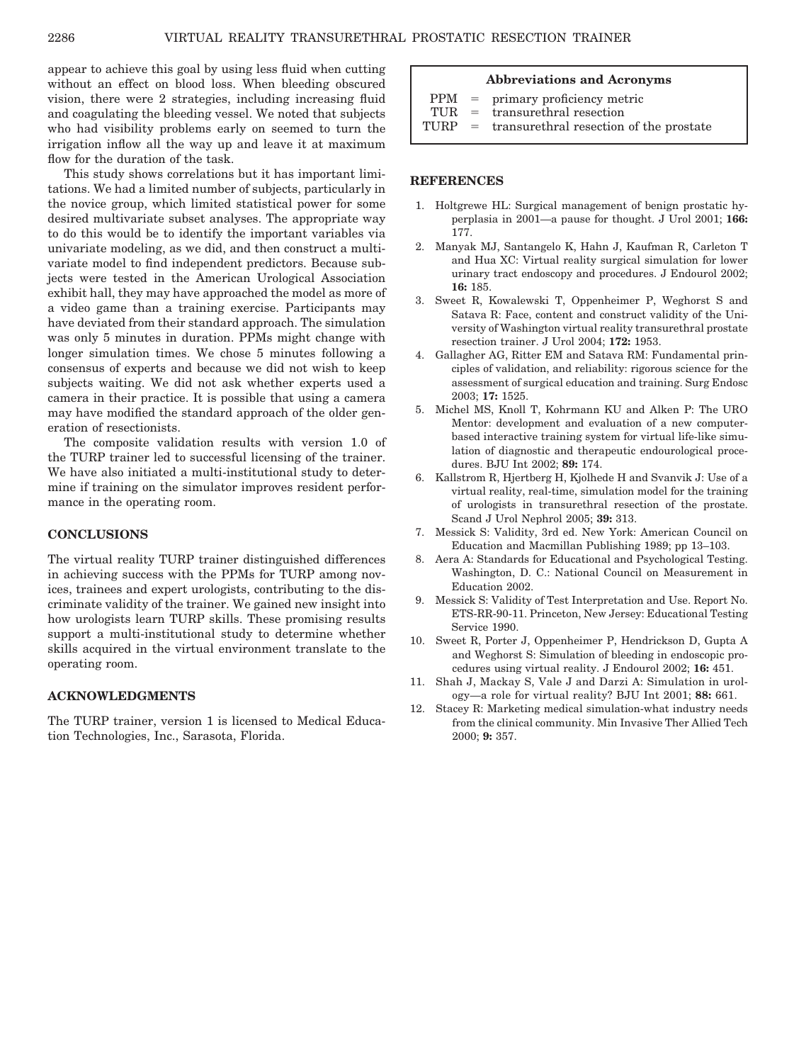appear to achieve this goal by using less fluid when cutting without an effect on blood loss. When bleeding obscured vision, there were 2 strategies, including increasing fluid and coagulating the bleeding vessel. We noted that subjects who had visibility problems early on seemed to turn the irrigation inflow all the way up and leave it at maximum flow for the duration of the task.

This study shows correlations but it has important limitations. We had a limited number of subjects, particularly in the novice group, which limited statistical power for some desired multivariate subset analyses. The appropriate way to do this would be to identify the important variables via univariate modeling, as we did, and then construct a multivariate model to find independent predictors. Because subjects were tested in the American Urological Association exhibit hall, they may have approached the model as more of a video game than a training exercise. Participants may have deviated from their standard approach. The simulation was only 5 minutes in duration. PPMs might change with longer simulation times. We chose 5 minutes following a consensus of experts and because we did not wish to keep subjects waiting. We did not ask whether experts used a camera in their practice. It is possible that using a camera may have modified the standard approach of the older generation of resectionists.

The composite validation results with version 1.0 of the TURP trainer led to successful licensing of the trainer. We have also initiated a multi-institutional study to determine if training on the simulator improves resident performance in the operating room.

## CONCLUSIONS

The virtual reality TURP trainer distinguished differences in achieving success with the PPMs for TURP among novices, trainees and expert urologists, contributing to the discriminate validity of the trainer. We gained new insight into how urologists learn TURP skills. These promising results support a multi-institutional study to determine whether skills acquired in the virtual environment translate to the operating room.

## ACKNOWLEDGMENTS

The TURP trainer, version 1 is licensed to Medical Education Technologies, Inc., Sarasota, Florida.

**Abbreviations and Acronyms**

PPM = primary proficiency metric
TUR = transurethral resection
TURP = transurethral resection of the prostate

## REFERENCES

1. Holtgrewe HL: Surgical management of benign prostatic hyperplasia in 2001—a pause for thought. J Urol 2001; **166:** 177.
2. Manyak MJ, Santangelo K, Hahn J, Kaufman R, Carleton T and Hua XC: Virtual reality surgical simulation for lower urinary tract endoscopy and procedures. J Endourol 2002; **16:** 185.
3. Sweet R, Kowalewski T, Oppenheimer P, Weghorst S and Satava R: Face, content and construct validity of the University of Washington virtual reality transurethral prostate resection trainer. J Urol 2004; **172:** 1953.
4. Gallagher AG, Ritter EM and Satava RM: Fundamental principles of validation, and reliability: rigorous science for the assessment of surgical education and training. Surg Endosc 2003; **17:** 1525.
5. Michel MS, Knoll T, Kohrmann KU and Alken P: The URO Mentor: development and evaluation of a new computer-based interactive training system for virtual life-like simulation of diagnostic and therapeutic endourological procedures. BJU Int 2002; **89:** 174.
6. Kallstrom R, Hjertberg H, Kjolhede H and Svanvik J: Use of a virtual reality, real-time, simulation model for the training of urologists in transurethral resection of the prostate. Scand J Urol Nephrol 2005; **39:** 313.
7. Messick S: Validity, 3rd ed. New York: American Council on Education and Macmillan Publishing 1989; pp 13–103.
8. Aera A: Standards for Educational and Psychological Testing. Washington, D. C.: National Council on Measurement in Education 2002.
9. Messick S: Validity of Test Interpretation and Use. Report No. ETS-RR-90-11. Princeton, New Jersey: Educational Testing Service 1990.
10. Sweet R, Porter J, Oppenheimer P, Hendrickson D, Gupta A and Weghorst S: Simulation of bleeding in endoscopic procedures using virtual reality. J Endourol 2002; **16:** 451.
11. Shah J, Mackay S, Vale J and Darzi A: Simulation in urology—a role for virtual reality? BJU Int 2001; **88:** 661.
12. Stacey R: Marketing medical simulation-what industry needs from the clinical community. Min Invasive Ther Allied Tech 2000; **9:** 357.